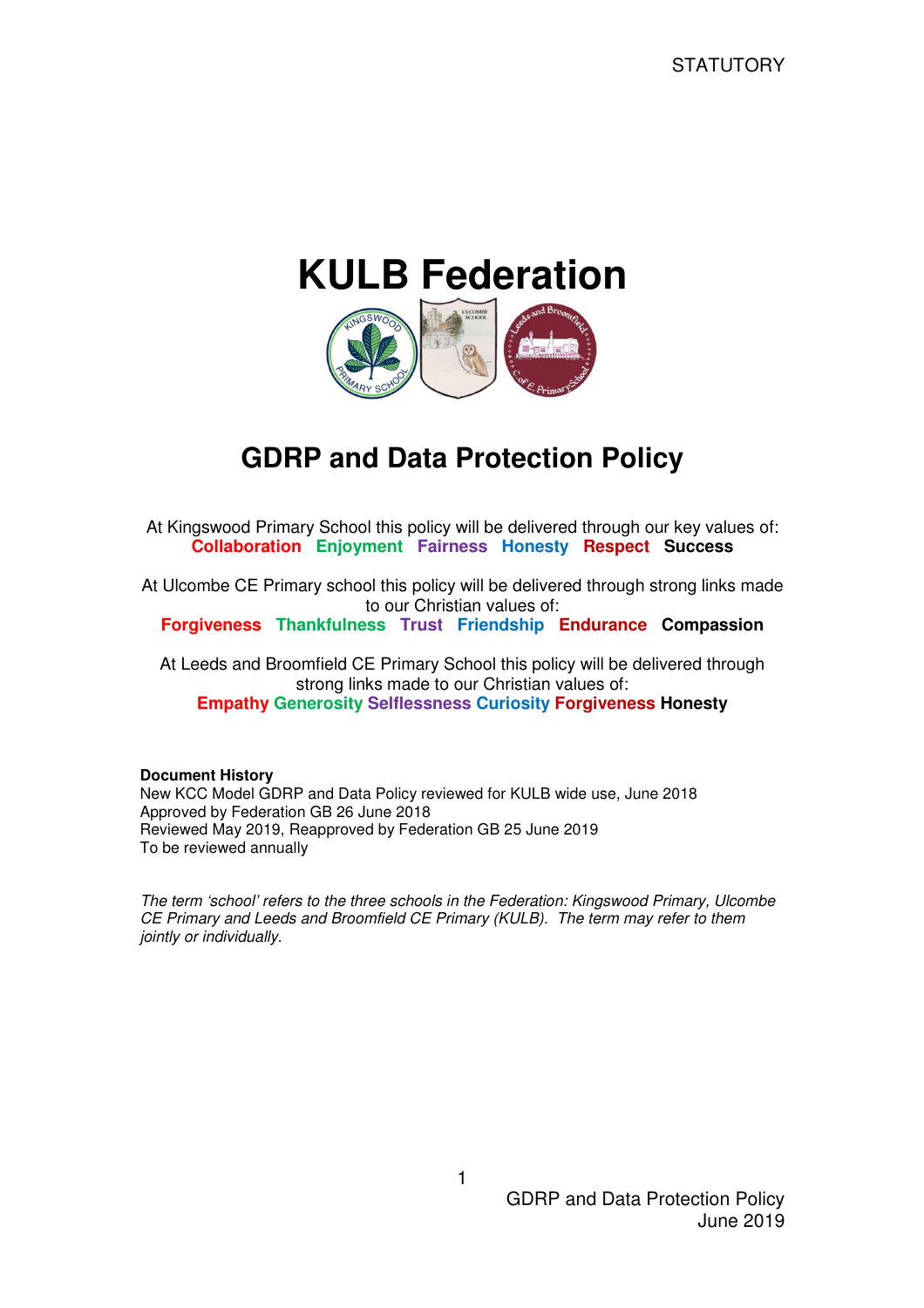STATUTORY

# KULB Federation

## GDRP and Data Protection Policy

At Kingswood Primary School this policy will be delivered through our key values of:
**Collaboration Enjoyment Fairness Honesty Respect Success**

At Ulcombe CE Primary school this policy will be delivered through strong links made to our Christian values of:
**Forgiveness Thankfulness Trust Friendship Endurance Compassion**

At Leeds and Broomfield CE Primary School this policy will be delivered through strong links made to our Christian values of:
**Empathy Generosity Selflessness Curiosity Forgiveness Honesty**

**Document History**
New KCC Model GDRP and Data Policy reviewed for KULB wide use, June 2018
Approved by Federation GB 26 June 2018
Reviewed May 2019, Reapproved by Federation GB 25 June 2019
To be reviewed annually

*The term 'school' refers to the three schools in the Federation: Kingswood Primary, Ulcombe CE Primary and Leeds and Broomfield CE Primary (KULB). The term may refer to them jointly or individually.*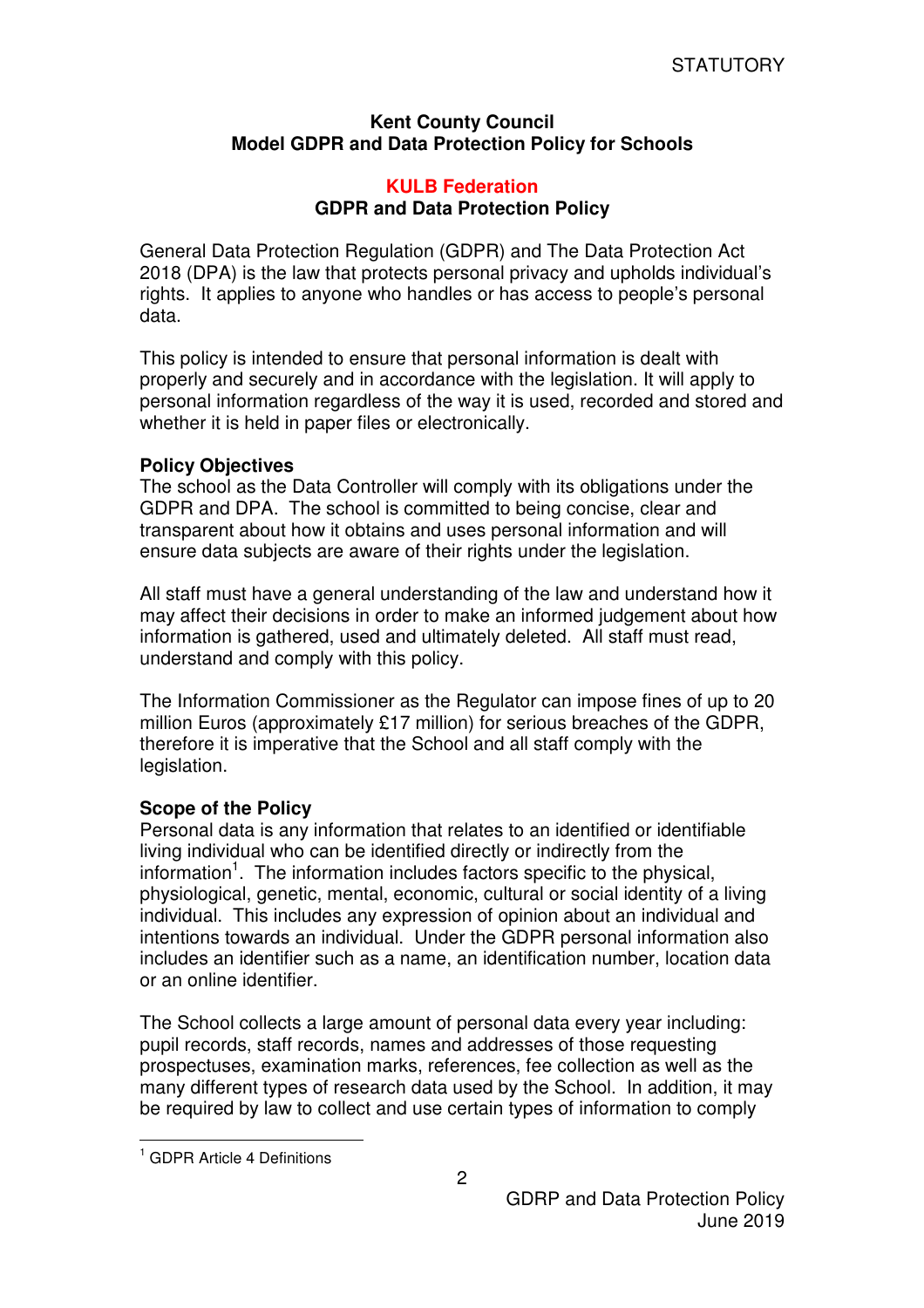**Kent County Council**
**Model GDPR and Data Protection Policy for Schools**

**KULB Federation**
**GDPR and Data Protection Policy**

General Data Protection Regulation (GDPR) and The Data Protection Act 2018 (DPA) is the law that protects personal privacy and upholds individual's rights. It applies to anyone who handles or has access to people's personal data.

This policy is intended to ensure that personal information is dealt with properly and securely and in accordance with the legislation. It will apply to personal information regardless of the way it is used, recorded and stored and whether it is held in paper files or electronically.

**Policy Objectives**
The school as the Data Controller will comply with its obligations under the GDPR and DPA. The school is committed to being concise, clear and transparent about how it obtains and uses personal information and will ensure data subjects are aware of their rights under the legislation.

All staff must have a general understanding of the law and understand how it may affect their decisions in order to make an informed judgement about how information is gathered, used and ultimately deleted. All staff must read, understand and comply with this policy.

The Information Commissioner as the Regulator can impose fines of up to 20 million Euros (approximately £17 million) for serious breaches of the GDPR, therefore it is imperative that the School and all staff comply with the legislation.

**Scope of the Policy**
Personal data is any information that relates to an identified or identifiable living individual who can be identified directly or indirectly from the information[1]. The information includes factors specific to the physical, physiological, genetic, mental, economic, cultural or social identity of a living individual. This includes any expression of opinion about an individual and intentions towards an individual. Under the GDPR personal information also includes an identifier such as a name, an identification number, location data or an online identifier.

The School collects a large amount of personal data every year including: pupil records, staff records, names and addresses of those requesting prospectuses, examination marks, references, fee collection as well as the many different types of research data used by the School. In addition, it may be required by law to collect and use certain types of information to comply

[1] GDPR Article 4 Definitions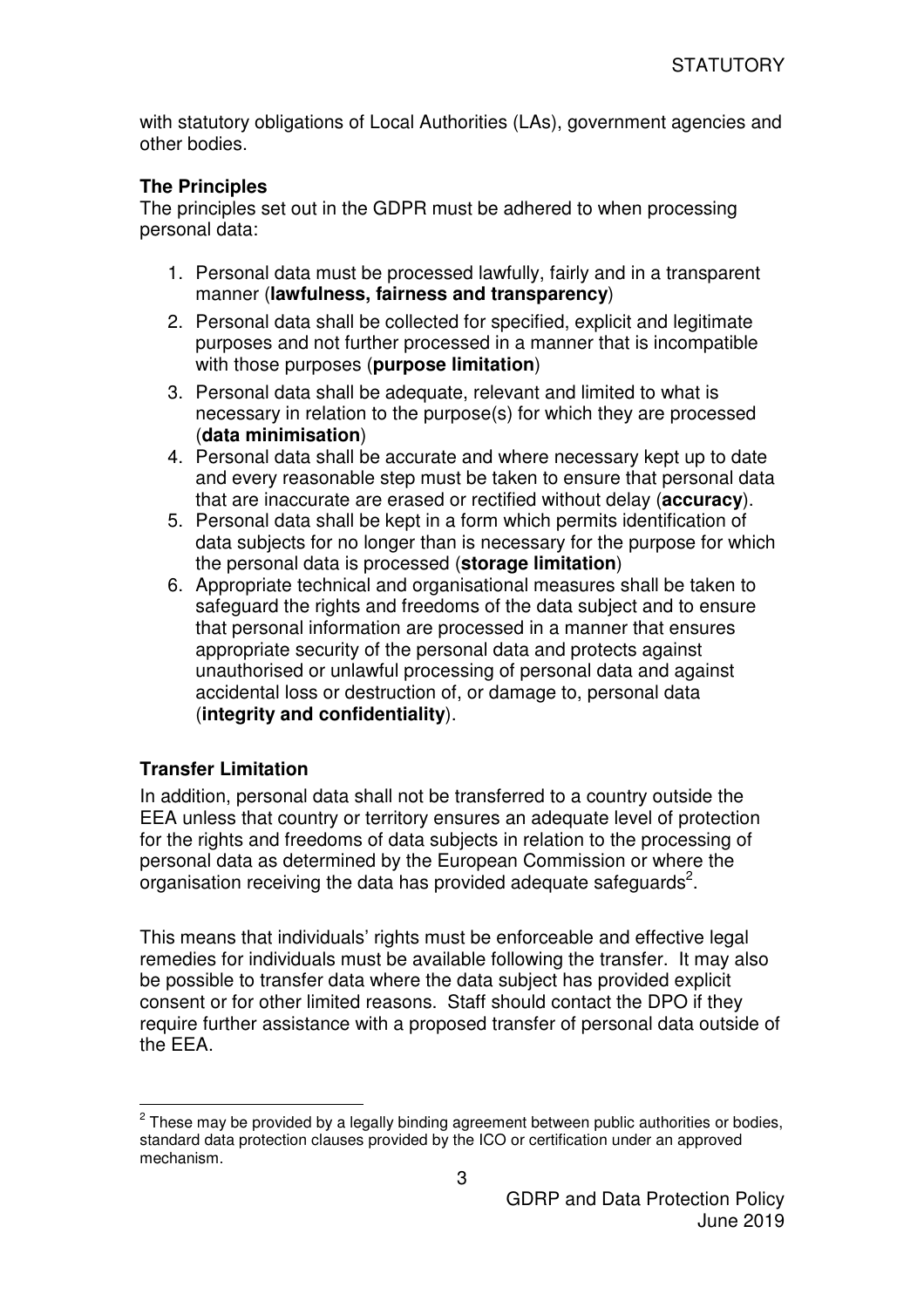with statutory obligations of Local Authorities (LAs), government agencies and other bodies.

**The Principles**

The principles set out in the GDPR must be adhered to when processing personal data:

1. Personal data must be processed lawfully, fairly and in a transparent manner (**lawfulness, fairness and transparency**)
2. Personal data shall be collected for specified, explicit and legitimate purposes and not further processed in a manner that is incompatible with those purposes (**purpose limitation**)
3. Personal data shall be adequate, relevant and limited to what is necessary in relation to the purpose(s) for which they are processed (**data minimisation**)
4. Personal data shall be accurate and where necessary kept up to date and every reasonable step must be taken to ensure that personal data that are inaccurate are erased or rectified without delay (**accuracy**).
5. Personal data shall be kept in a form which permits identification of data subjects for no longer than is necessary for the purpose for which the personal data is processed (**storage limitation**)
6. Appropriate technical and organisational measures shall be taken to safeguard the rights and freedoms of the data subject and to ensure that personal information are processed in a manner that ensures appropriate security of the personal data and protects against unauthorised or unlawful processing of personal data and against accidental loss or destruction of, or damage to, personal data (**integrity and confidentiality**).

**Transfer Limitation**

In addition, personal data shall not be transferred to a country outside the EEA unless that country or territory ensures an adequate level of protection for the rights and freedoms of data subjects in relation to the processing of personal data as determined by the European Commission or where the organisation receiving the data has provided adequate safeguards[2].

This means that individuals' rights must be enforceable and effective legal remedies for individuals must be available following the transfer. It may also be possible to transfer data where the data subject has provided explicit consent or for other limited reasons. Staff should contact the DPO if they require further assistance with a proposed transfer of personal data outside of the EEA.

[2] These may be provided by a legally binding agreement between public authorities or bodies, standard data protection clauses provided by the ICO or certification under an approved mechanism.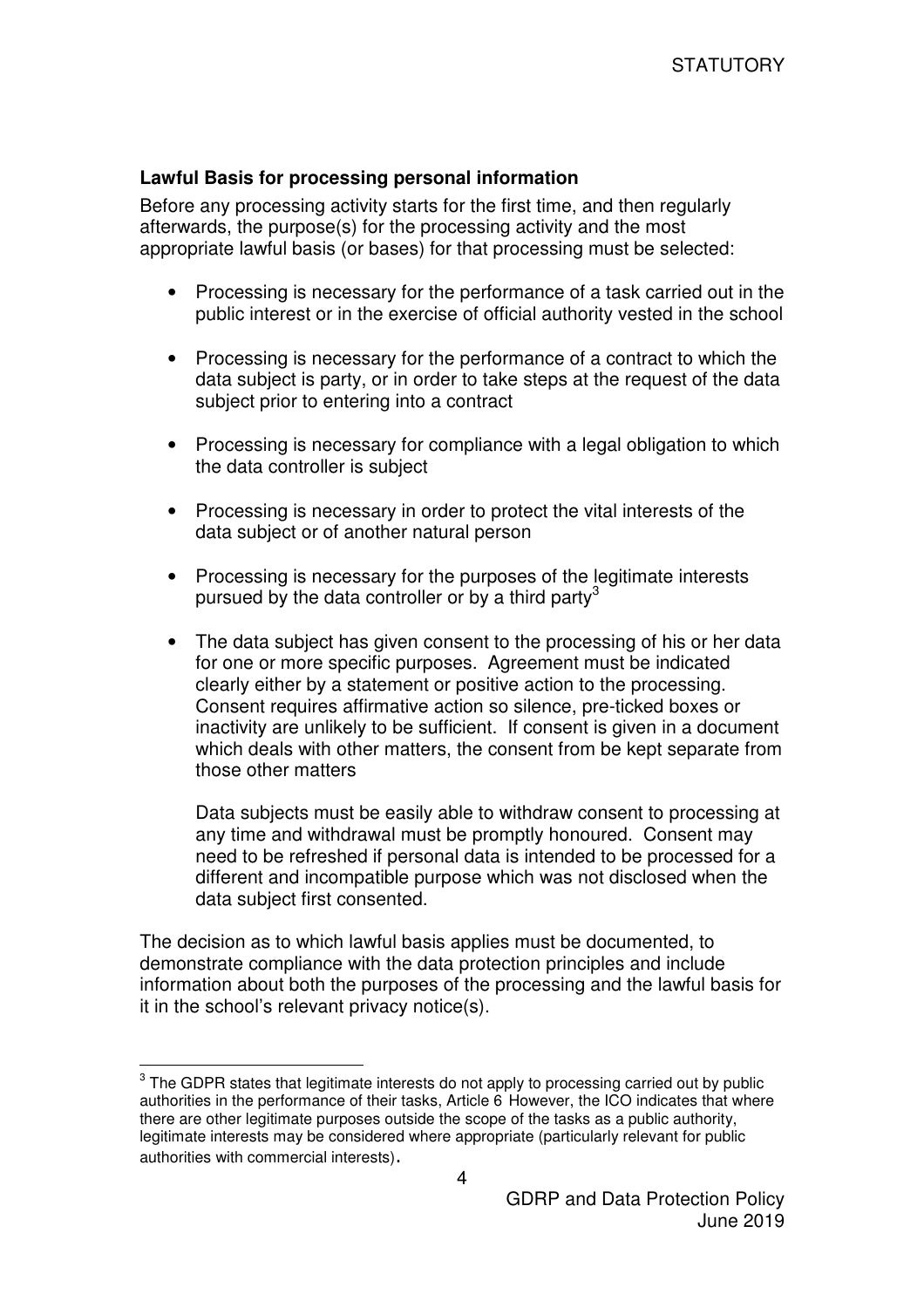**Lawful Basis for processing personal information**

Before any processing activity starts for the first time, and then regularly afterwards, the purpose(s) for the processing activity and the most appropriate lawful basis (or bases) for that processing must be selected:

- Processing is necessary for the performance of a task carried out in the public interest or in the exercise of official authority vested in the school
- Processing is necessary for the performance of a contract to which the data subject is party, or in order to take steps at the request of the data subject prior to entering into a contract
- Processing is necessary for compliance with a legal obligation to which the data controller is subject
- Processing is necessary in order to protect the vital interests of the data subject or of another natural person
- Processing is necessary for the purposes of the legitimate interests pursued by the data controller or by a third party[3]
- The data subject has given consent to the processing of his or her data for one or more specific purposes. Agreement must be indicated clearly either by a statement or positive action to the processing. Consent requires affirmative action so silence, pre-ticked boxes or inactivity are unlikely to be sufficient. If consent is given in a document which deals with other matters, the consent from be kept separate from those other matters

  Data subjects must be easily able to withdraw consent to processing at any time and withdrawal must be promptly honoured. Consent may need to be refreshed if personal data is intended to be processed for a different and incompatible purpose which was not disclosed when the data subject first consented.

The decision as to which lawful basis applies must be documented, to demonstrate compliance with the data protection principles and include information about both the purposes of the processing and the lawful basis for it in the school's relevant privacy notice(s).

[3] The GDPR states that legitimate interests do not apply to processing carried out by public authorities in the performance of their tasks, Article 6 However, the ICO indicates that where there are other legitimate purposes outside the scope of the tasks as a public authority, legitimate interests may be considered where appropriate (particularly relevant for public authorities with commercial interests).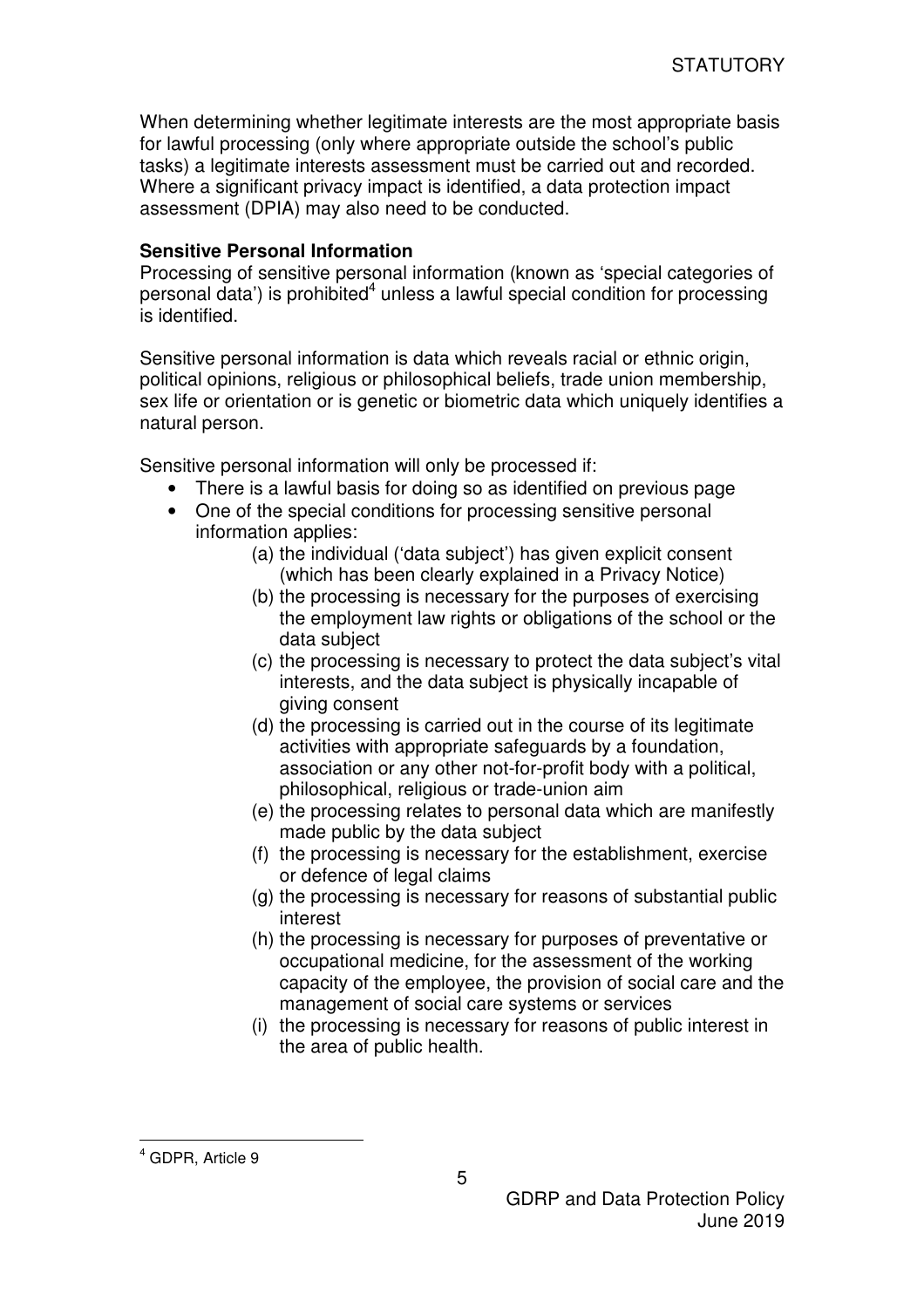When determining whether legitimate interests are the most appropriate basis for lawful processing (only where appropriate outside the school's public tasks) a legitimate interests assessment must be carried out and recorded. Where a significant privacy impact is identified, a data protection impact assessment (DPIA) may also need to be conducted.

**Sensitive Personal Information**

Processing of sensitive personal information (known as 'special categories of personal data') is prohibited[4] unless a lawful special condition for processing is identified.

Sensitive personal information is data which reveals racial or ethnic origin, political opinions, religious or philosophical beliefs, trade union membership, sex life or orientation or is genetic or biometric data which uniquely identifies a natural person.

Sensitive personal information will only be processed if:

- There is a lawful basis for doing so as identified on previous page
- One of the special conditions for processing sensitive personal information applies:
    - (a) the individual ('data subject') has given explicit consent (which has been clearly explained in a Privacy Notice)
    - (b) the processing is necessary for the purposes of exercising the employment law rights or obligations of the school or the data subject
    - (c) the processing is necessary to protect the data subject's vital interests, and the data subject is physically incapable of giving consent
    - (d) the processing is carried out in the course of its legitimate activities with appropriate safeguards by a foundation, association or any other not-for-profit body with a political, philosophical, religious or trade-union aim
    - (e) the processing relates to personal data which are manifestly made public by the data subject
    - (f) the processing is necessary for the establishment, exercise or defence of legal claims
    - (g) the processing is necessary for reasons of substantial public interest
    - (h) the processing is necessary for purposes of preventative or occupational medicine, for the assessment of the working capacity of the employee, the provision of social care and the management of social care systems or services
    - (i) the processing is necessary for reasons of public interest in the area of public health.

---

[4] GDPR, Article 9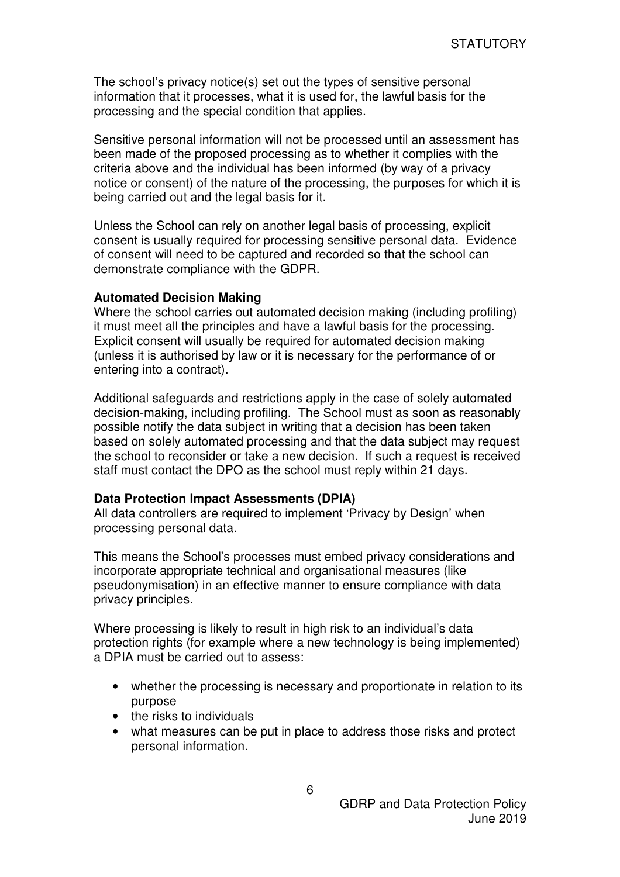The school's privacy notice(s) set out the types of sensitive personal information that it processes, what it is used for, the lawful basis for the processing and the special condition that applies.

Sensitive personal information will not be processed until an assessment has been made of the proposed processing as to whether it complies with the criteria above and the individual has been informed (by way of a privacy notice or consent) of the nature of the processing, the purposes for which it is being carried out and the legal basis for it.

Unless the School can rely on another legal basis of processing, explicit consent is usually required for processing sensitive personal data. Evidence of consent will need to be captured and recorded so that the school can demonstrate compliance with the GDPR.

**Automated Decision Making**

Where the school carries out automated decision making (including profiling) it must meet all the principles and have a lawful basis for the processing. Explicit consent will usually be required for automated decision making (unless it is authorised by law or it is necessary for the performance of or entering into a contract).

Additional safeguards and restrictions apply in the case of solely automated decision-making, including profiling. The School must as soon as reasonably possible notify the data subject in writing that a decision has been taken based on solely automated processing and that the data subject may request the school to reconsider or take a new decision. If such a request is received staff must contact the DPO as the school must reply within 21 days.

**Data Protection Impact Assessments (DPIA)**

All data controllers are required to implement 'Privacy by Design' when processing personal data.

This means the School's processes must embed privacy considerations and incorporate appropriate technical and organisational measures (like pseudonymisation) in an effective manner to ensure compliance with data privacy principles.

Where processing is likely to result in high risk to an individual's data protection rights (for example where a new technology is being implemented) a DPIA must be carried out to assess:

- whether the processing is necessary and proportionate in relation to its purpose
- the risks to individuals
- what measures can be put in place to address those risks and protect personal information.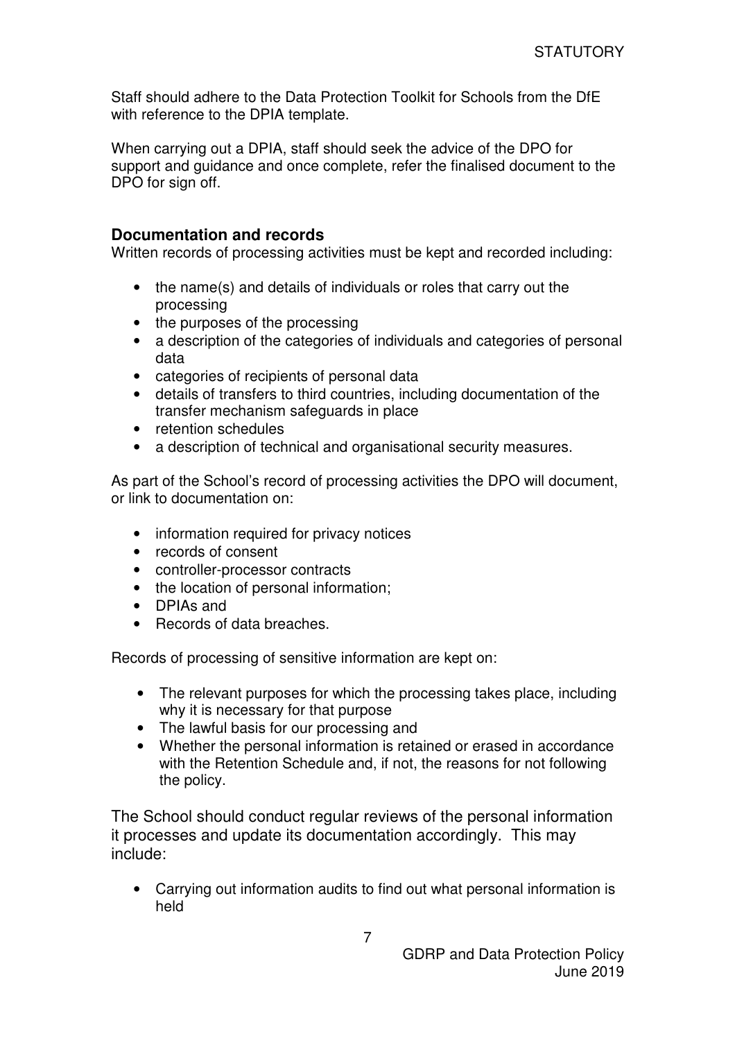Staff should adhere to the Data Protection Toolkit for Schools from the DfE with reference to the DPIA template.

When carrying out a DPIA, staff should seek the advice of the DPO for support and guidance and once complete, refer the finalised document to the DPO for sign off.

## Documentation and records

Written records of processing activities must be kept and recorded including:

- the name(s) and details of individuals or roles that carry out the processing
- the purposes of the processing
- a description of the categories of individuals and categories of personal data
- categories of recipients of personal data
- details of transfers to third countries, including documentation of the transfer mechanism safeguards in place
- retention schedules
- a description of technical and organisational security measures.

As part of the School's record of processing activities the DPO will document, or link to documentation on:

- information required for privacy notices
- records of consent
- controller-processor contracts
- the location of personal information;
- DPIAs and
- Records of data breaches.

Records of processing of sensitive information are kept on:

- The relevant purposes for which the processing takes place, including why it is necessary for that purpose
- The lawful basis for our processing and
- Whether the personal information is retained or erased in accordance with the Retention Schedule and, if not, the reasons for not following the policy.

The School should conduct regular reviews of the personal information it processes and update its documentation accordingly. This may include:

- Carrying out information audits to find out what personal information is held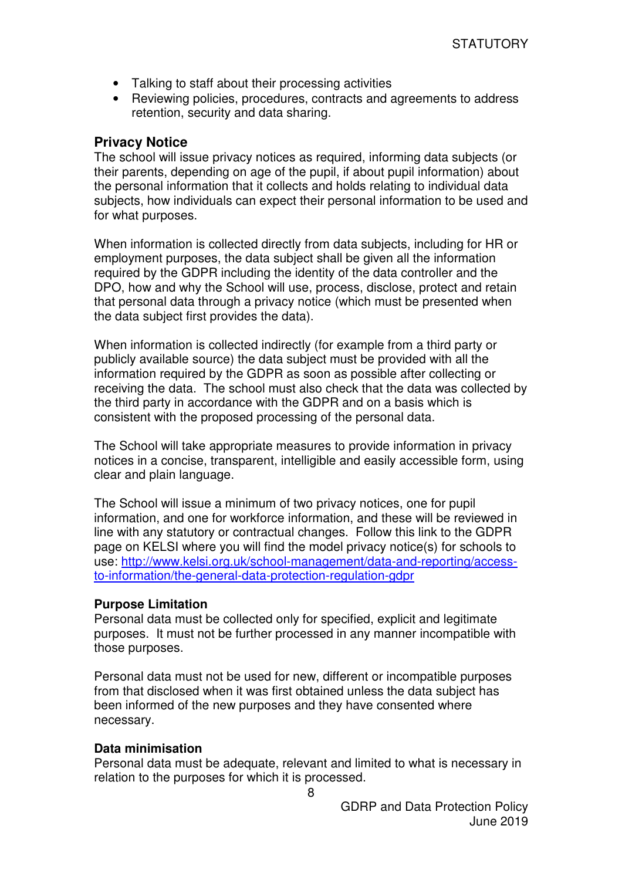- Talking to staff about their processing activities
- Reviewing policies, procedures, contracts and agreements to address retention, security and data sharing.

## Privacy Notice

The school will issue privacy notices as required, informing data subjects (or their parents, depending on age of the pupil, if about pupil information) about the personal information that it collects and holds relating to individual data subjects, how individuals can expect their personal information to be used and for what purposes.

When information is collected directly from data subjects, including for HR or employment purposes, the data subject shall be given all the information required by the GDPR including the identity of the data controller and the DPO, how and why the School will use, process, disclose, protect and retain that personal data through a privacy notice (which must be presented when the data subject first provides the data).

When information is collected indirectly (for example from a third party or publicly available source) the data subject must be provided with all the information required by the GDPR as soon as possible after collecting or receiving the data. The school must also check that the data was collected by the third party in accordance with the GDPR and on a basis which is consistent with the proposed processing of the personal data.

The School will take appropriate measures to provide information in privacy notices in a concise, transparent, intelligible and easily accessible form, using clear and plain language.

The School will issue a minimum of two privacy notices, one for pupil information, and one for workforce information, and these will be reviewed in line with any statutory or contractual changes. Follow this link to the GDPR page on KELSI where you will find the model privacy notice(s) for schools to use: [http://www.kelsi.org.uk/school-management/data-and-reporting/access-to-information/the-general-data-protection-regulation-gdpr](http://www.kelsi.org.uk/school-management/data-and-reporting/access-to-information/the-general-data-protection-regulation-gdpr)

### Purpose Limitation

Personal data must be collected only for specified, explicit and legitimate purposes. It must not be further processed in any manner incompatible with those purposes.

Personal data must not be used for new, different or incompatible purposes from that disclosed when it was first obtained unless the data subject has been informed of the new purposes and they have consented where necessary.

### Data minimisation

Personal data must be adequate, relevant and limited to what is necessary in relation to the purposes for which it is processed.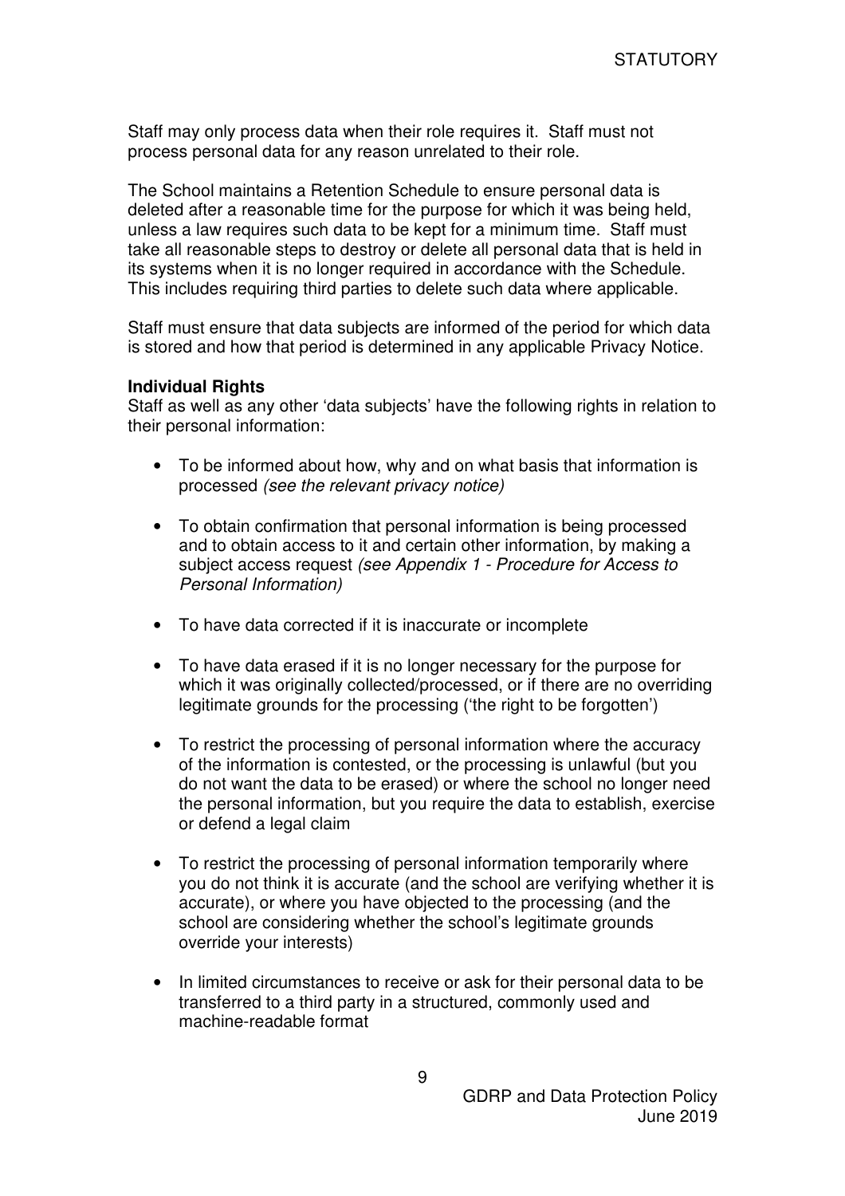Staff may only process data when their role requires it. Staff must not process personal data for any reason unrelated to their role.

The School maintains a Retention Schedule to ensure personal data is deleted after a reasonable time for the purpose for which it was being held, unless a law requires such data to be kept for a minimum time. Staff must take all reasonable steps to destroy or delete all personal data that is held in its systems when it is no longer required in accordance with the Schedule. This includes requiring third parties to delete such data where applicable.

Staff must ensure that data subjects are informed of the period for which data is stored and how that period is determined in any applicable Privacy Notice.

**Individual Rights**

Staff as well as any other 'data subjects' have the following rights in relation to their personal information:

- To be informed about how, why and on what basis that information is processed *(see the relevant privacy notice)*
- To obtain confirmation that personal information is being processed and to obtain access to it and certain other information, by making a subject access request *(see Appendix 1 - Procedure for Access to Personal Information)*
- To have data corrected if it is inaccurate or incomplete
- To have data erased if it is no longer necessary for the purpose for which it was originally collected/processed, or if there are no overriding legitimate grounds for the processing ('the right to be forgotten')
- To restrict the processing of personal information where the accuracy of the information is contested, or the processing is unlawful (but you do not want the data to be erased) or where the school no longer need the personal information, but you require the data to establish, exercise or defend a legal claim
- To restrict the processing of personal information temporarily where you do not think it is accurate (and the school are verifying whether it is accurate), or where you have objected to the processing (and the school are considering whether the school's legitimate grounds override your interests)
- In limited circumstances to receive or ask for their personal data to be transferred to a third party in a structured, commonly used and machine-readable format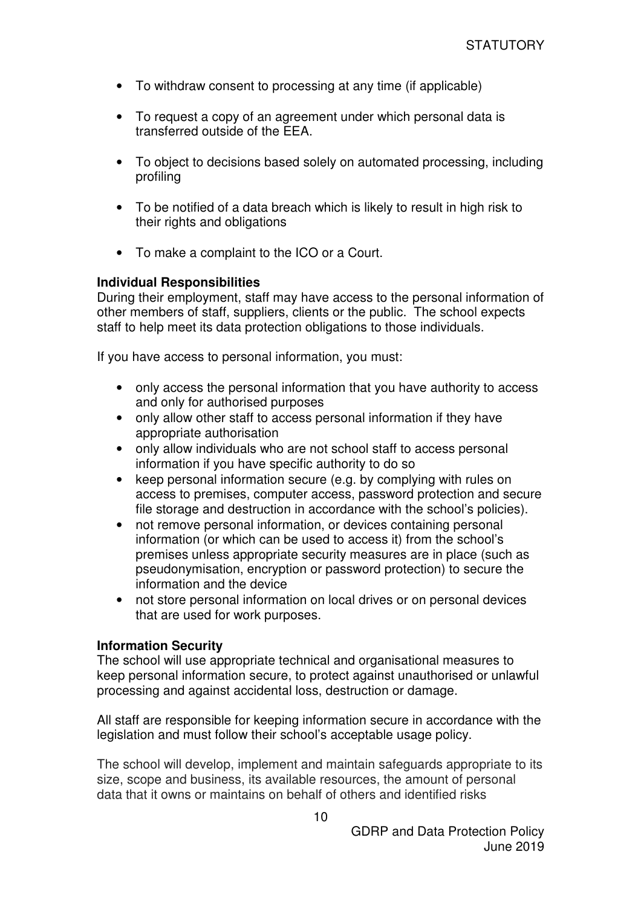- To withdraw consent to processing at any time (if applicable)

- To request a copy of an agreement under which personal data is transferred outside of the EEA.

- To object to decisions based solely on automated processing, including profiling

- To be notified of a data breach which is likely to result in high risk to their rights and obligations

- To make a complaint to the ICO or a Court.

**Individual Responsibilities**

During their employment, staff may have access to the personal information of other members of staff, suppliers, clients or the public. The school expects staff to help meet its data protection obligations to those individuals.

If you have access to personal information, you must:

- only access the personal information that you have authority to access and only for authorised purposes
- only allow other staff to access personal information if they have appropriate authorisation
- only allow individuals who are not school staff to access personal information if you have specific authority to do so
- keep personal information secure (e.g. by complying with rules on access to premises, computer access, password protection and secure file storage and destruction in accordance with the school's policies).
- not remove personal information, or devices containing personal information (or which can be used to access it) from the school's premises unless appropriate security measures are in place (such as pseudonymisation, encryption or password protection) to secure the information and the device
- not store personal information on local drives or on personal devices that are used for work purposes.

**Information Security**

The school will use appropriate technical and organisational measures to keep personal information secure, to protect against unauthorised or unlawful processing and against accidental loss, destruction or damage.

All staff are responsible for keeping information secure in accordance with the legislation and must follow their school's acceptable usage policy.

The school will develop, implement and maintain safeguards appropriate to its size, scope and business, its available resources, the amount of personal data that it owns or maintains on behalf of others and identified risks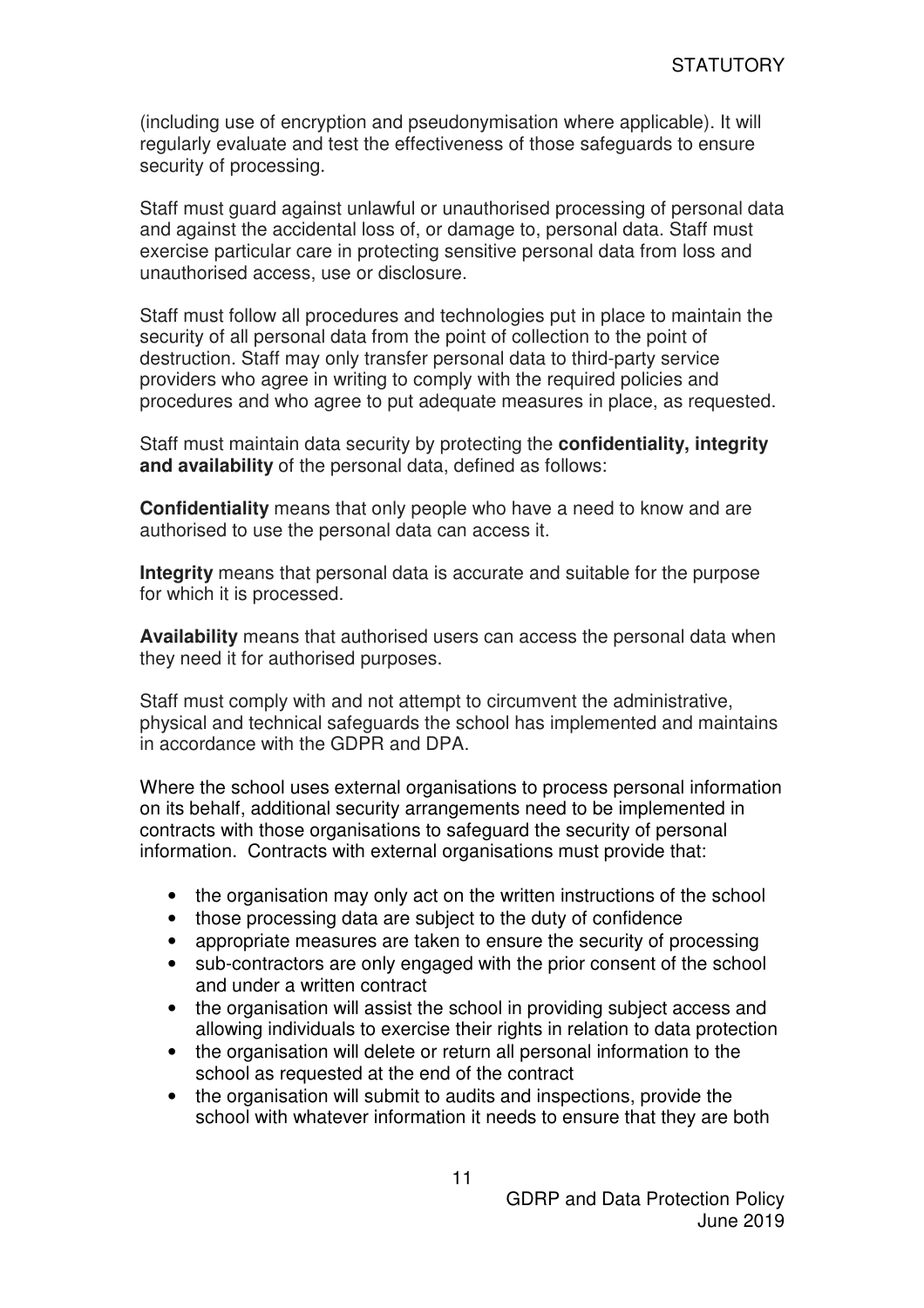(including use of encryption and pseudonymisation where applicable). It will regularly evaluate and test the effectiveness of those safeguards to ensure security of processing.

Staff must guard against unlawful or unauthorised processing of personal data and against the accidental loss of, or damage to, personal data. Staff must exercise particular care in protecting sensitive personal data from loss and unauthorised access, use or disclosure.

Staff must follow all procedures and technologies put in place to maintain the security of all personal data from the point of collection to the point of destruction. Staff may only transfer personal data to third-party service providers who agree in writing to comply with the required policies and procedures and who agree to put adequate measures in place, as requested.

Staff must maintain data security by protecting the **confidentiality, integrity and availability** of the personal data, defined as follows:

**Confidentiality** means that only people who have a need to know and are authorised to use the personal data can access it.

**Integrity** means that personal data is accurate and suitable for the purpose for which it is processed.

**Availability** means that authorised users can access the personal data when they need it for authorised purposes.

Staff must comply with and not attempt to circumvent the administrative, physical and technical safeguards the school has implemented and maintains in accordance with the GDPR and DPA.

Where the school uses external organisations to process personal information on its behalf, additional security arrangements need to be implemented in contracts with those organisations to safeguard the security of personal information. Contracts with external organisations must provide that:

- the organisation may only act on the written instructions of the school
- those processing data are subject to the duty of confidence
- appropriate measures are taken to ensure the security of processing
- sub-contractors are only engaged with the prior consent of the school and under a written contract
- the organisation will assist the school in providing subject access and allowing individuals to exercise their rights in relation to data protection
- the organisation will delete or return all personal information to the school as requested at the end of the contract
- the organisation will submit to audits and inspections, provide the school with whatever information it needs to ensure that they are both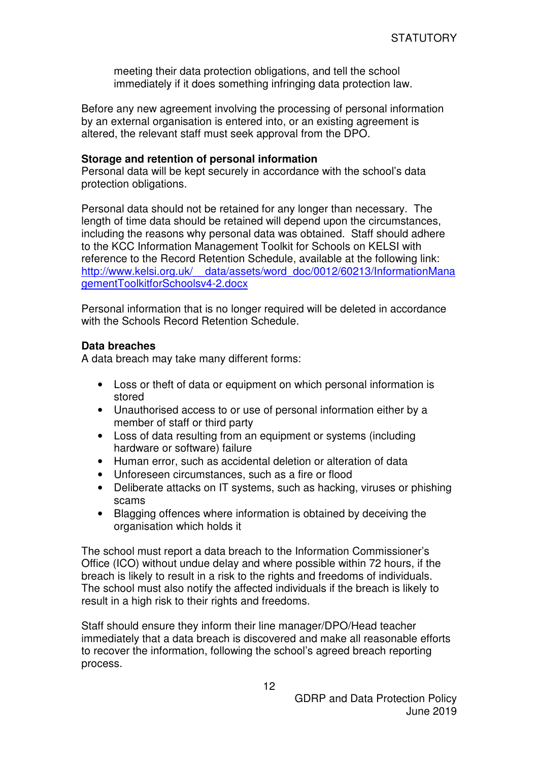meeting their data protection obligations, and tell the school immediately if it does something infringing data protection law.

Before any new agreement involving the processing of personal information by an external organisation is entered into, or an existing agreement is altered, the relevant staff must seek approval from the DPO.

**Storage and retention of personal information**

Personal data will be kept securely in accordance with the school's data protection obligations.

Personal data should not be retained for any longer than necessary. The length of time data should be retained will depend upon the circumstances, including the reasons why personal data was obtained. Staff should adhere to the KCC Information Management Toolkit for Schools on KELSI with reference to the Record Retention Schedule, available at the following link: [http://www.kelsi.org.uk/__data/assets/word_doc/0012/60213/InformationManagementToolkitforSchoolsv4-2.docx](http://www.kelsi.org.uk/__data/assets/word_doc/0012/60213/InformationManagementToolkitforSchoolsv4-2.docx)

Personal information that is no longer required will be deleted in accordance with the Schools Record Retention Schedule.

**Data breaches**

A data breach may take many different forms:

- Loss or theft of data or equipment on which personal information is stored
- Unauthorised access to or use of personal information either by a member of staff or third party
- Loss of data resulting from an equipment or systems (including hardware or software) failure
- Human error, such as accidental deletion or alteration of data
- Unforeseen circumstances, such as a fire or flood
- Deliberate attacks on IT systems, such as hacking, viruses or phishing scams
- Blagging offences where information is obtained by deceiving the organisation which holds it

The school must report a data breach to the Information Commissioner's Office (ICO) without undue delay and where possible within 72 hours, if the breach is likely to result in a risk to the rights and freedoms of individuals. The school must also notify the affected individuals if the breach is likely to result in a high risk to their rights and freedoms.

Staff should ensure they inform their line manager/DPO/Head teacher immediately that a data breach is discovered and make all reasonable efforts to recover the information, following the school's agreed breach reporting process.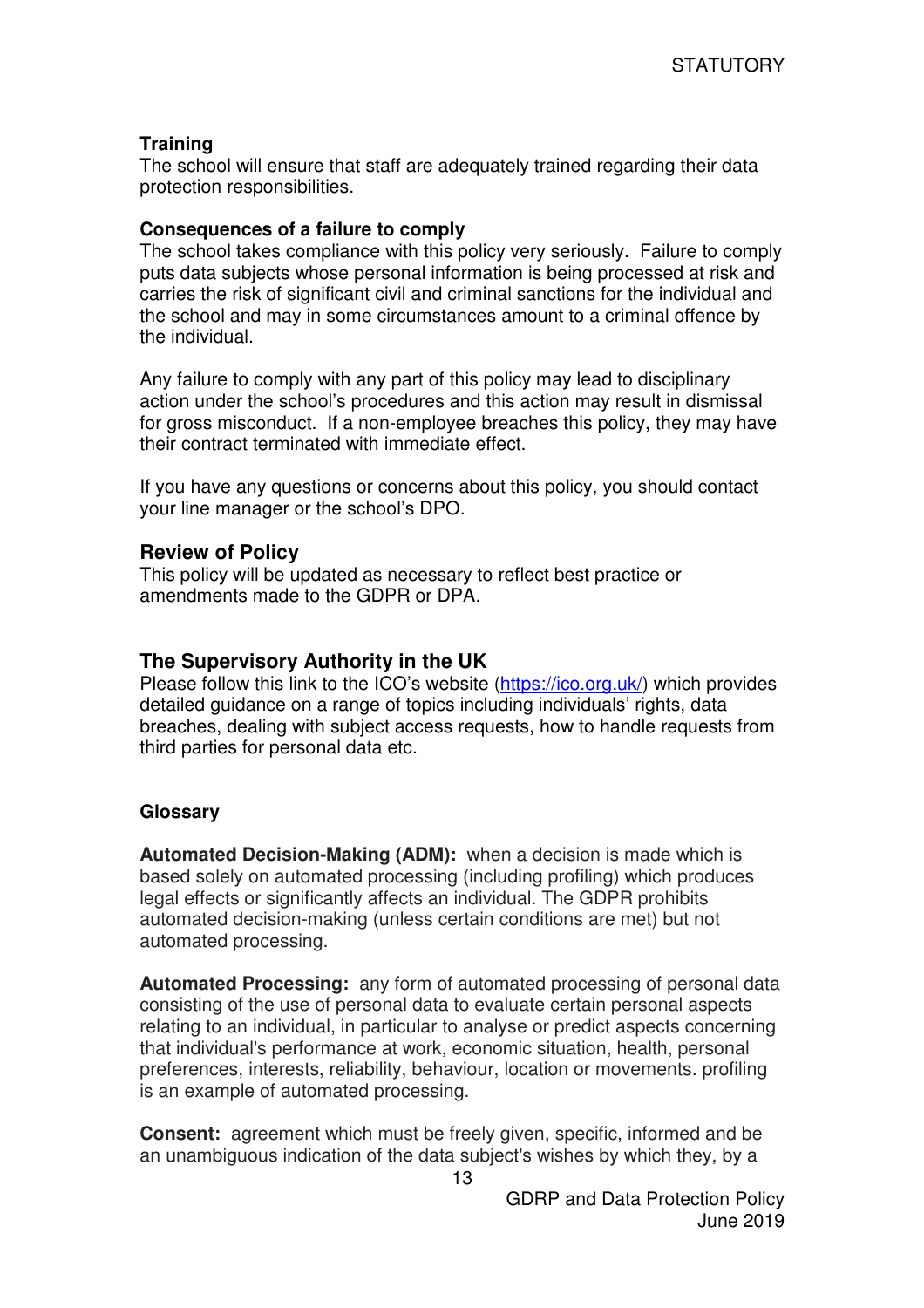**Training**
The school will ensure that staff are adequately trained regarding their data protection responsibilities.

**Consequences of a failure to comply**
The school takes compliance with this policy very seriously. Failure to comply puts data subjects whose personal information is being processed at risk and carries the risk of significant civil and criminal sanctions for the individual and the school and may in some circumstances amount to a criminal offence by the individual.

Any failure to comply with any part of this policy may lead to disciplinary action under the school's procedures and this action may result in dismissal for gross misconduct. If a non-employee breaches this policy, they may have their contract terminated with immediate effect.

If you have any questions or concerns about this policy, you should contact your line manager or the school's DPO.

## Review of Policy

This policy will be updated as necessary to reflect best practice or amendments made to the GDPR or DPA.

## The Supervisory Authority in the UK

Please follow this link to the ICO's website ([https://ico.org.uk/](https://ico.org.uk/)) which provides detailed guidance on a range of topics including individuals' rights, data breaches, dealing with subject access requests, how to handle requests from third parties for personal data etc.

**Glossary**

**Automated Decision-Making (ADM):** when a decision is made which is based solely on automated processing (including profiling) which produces legal effects or significantly affects an individual. The GDPR prohibits automated decision-making (unless certain conditions are met) but not automated processing.

**Automated Processing:** any form of automated processing of personal data consisting of the use of personal data to evaluate certain personal aspects relating to an individual, in particular to analyse or predict aspects concerning that individual's performance at work, economic situation, health, personal preferences, interests, reliability, behaviour, location or movements. profiling is an example of automated processing.

**Consent:** agreement which must be freely given, specific, informed and be an unambiguous indication of the data subject's wishes by which they, by a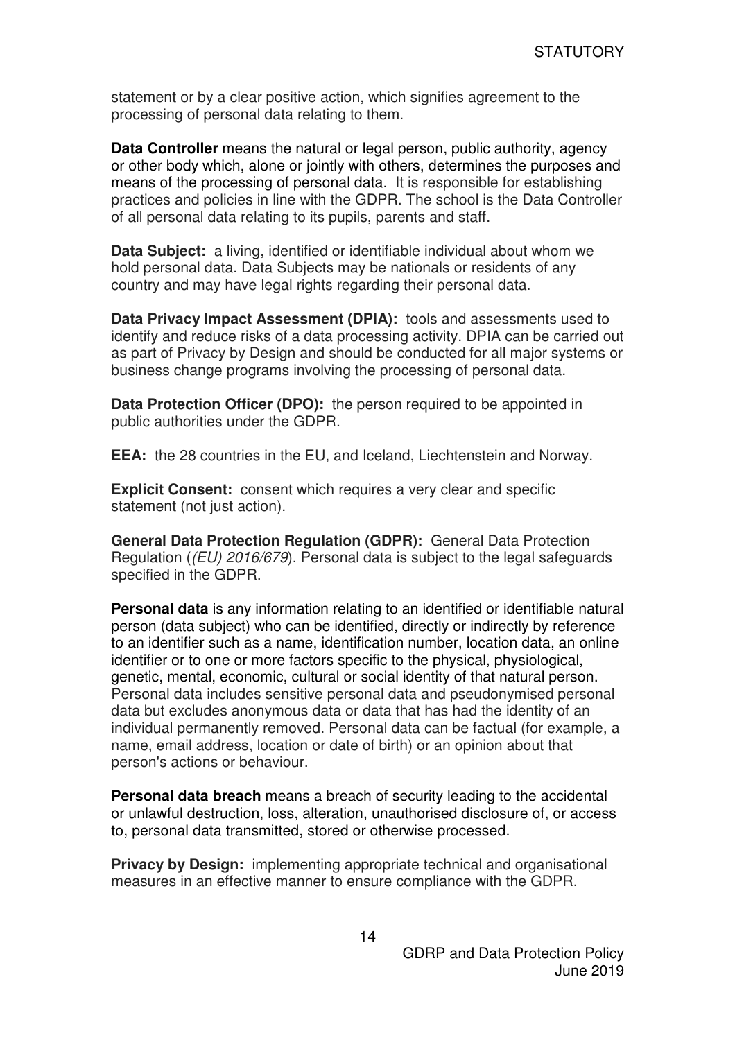statement or by a clear positive action, which signifies agreement to the processing of personal data relating to them.

**Data Controller** means the natural or legal person, public authority, agency or other body which, alone or jointly with others, determines the purposes and means of the processing of personal data. It is responsible for establishing practices and policies in line with the GDPR. The school is the Data Controller of all personal data relating to its pupils, parents and staff.

**Data Subject:** a living, identified or identifiable individual about whom we hold personal data. Data Subjects may be nationals or residents of any country and may have legal rights regarding their personal data.

**Data Privacy Impact Assessment (DPIA):** tools and assessments used to identify and reduce risks of a data processing activity. DPIA can be carried out as part of Privacy by Design and should be conducted for all major systems or business change programs involving the processing of personal data.

**Data Protection Officer (DPO):** the person required to be appointed in public authorities under the GDPR.

**EEA:** the 28 countries in the EU, and Iceland, Liechtenstein and Norway.

**Explicit Consent:** consent which requires a very clear and specific statement (not just action).

**General Data Protection Regulation (GDPR):** General Data Protection Regulation (*(EU) 2016/679*). Personal data is subject to the legal safeguards specified in the GDPR.

**Personal data** is any information relating to an identified or identifiable natural person (data subject) who can be identified, directly or indirectly by reference to an identifier such as a name, identification number, location data, an online identifier or to one or more factors specific to the physical, physiological, genetic, mental, economic, cultural or social identity of that natural person. Personal data includes sensitive personal data and pseudonymised personal data but excludes anonymous data or data that has had the identity of an individual permanently removed. Personal data can be factual (for example, a name, email address, location or date of birth) or an opinion about that person's actions or behaviour.

**Personal data breach** means a breach of security leading to the accidental or unlawful destruction, loss, alteration, unauthorised disclosure of, or access to, personal data transmitted, stored or otherwise processed.

**Privacy by Design:** implementing appropriate technical and organisational measures in an effective manner to ensure compliance with the GDPR.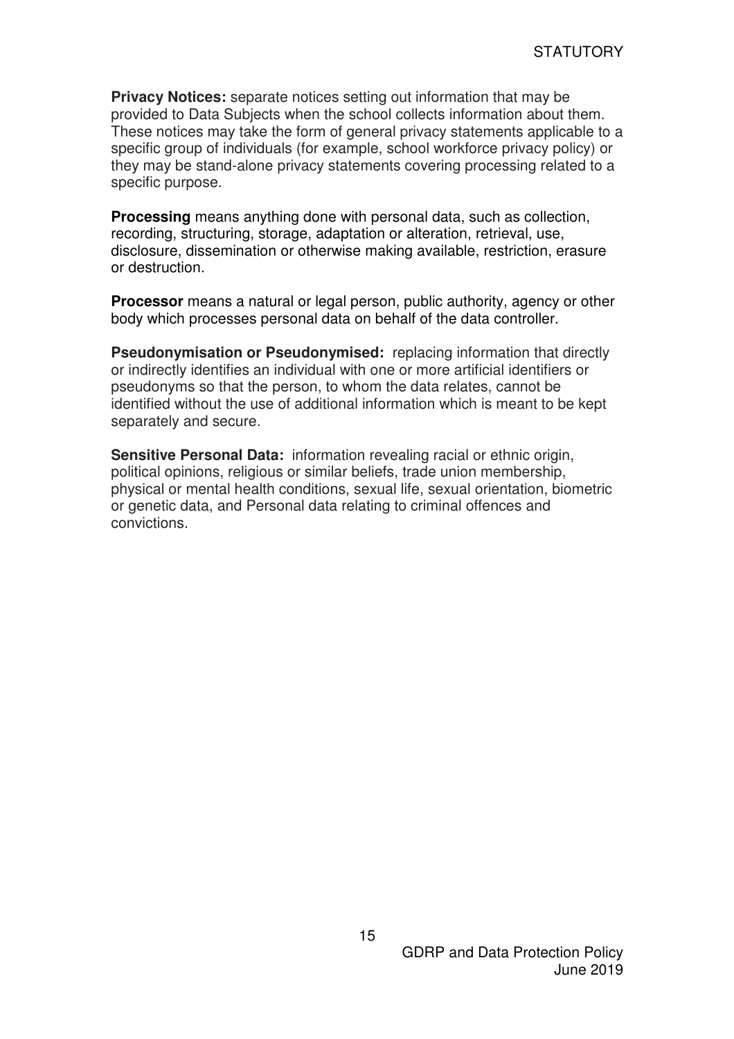**Privacy Notices:** separate notices setting out information that may be provided to Data Subjects when the school collects information about them. These notices may take the form of general privacy statements applicable to a specific group of individuals (for example, school workforce privacy policy) or they may be stand-alone privacy statements covering processing related to a specific purpose.

**Processing** means anything done with personal data, such as collection, recording, structuring, storage, adaptation or alteration, retrieval, use, disclosure, dissemination or otherwise making available, restriction, erasure or destruction.

**Processor** means a natural or legal person, public authority, agency or other body which processes personal data on behalf of the data controller.

**Pseudonymisation or Pseudonymised:** replacing information that directly or indirectly identifies an individual with one or more artificial identifiers or pseudonyms so that the person, to whom the data relates, cannot be identified without the use of additional information which is meant to be kept separately and secure.

**Sensitive Personal Data:** information revealing racial or ethnic origin, political opinions, religious or similar beliefs, trade union membership, physical or mental health conditions, sexual life, sexual orientation, biometric or genetic data, and Personal data relating to criminal offences and convictions.